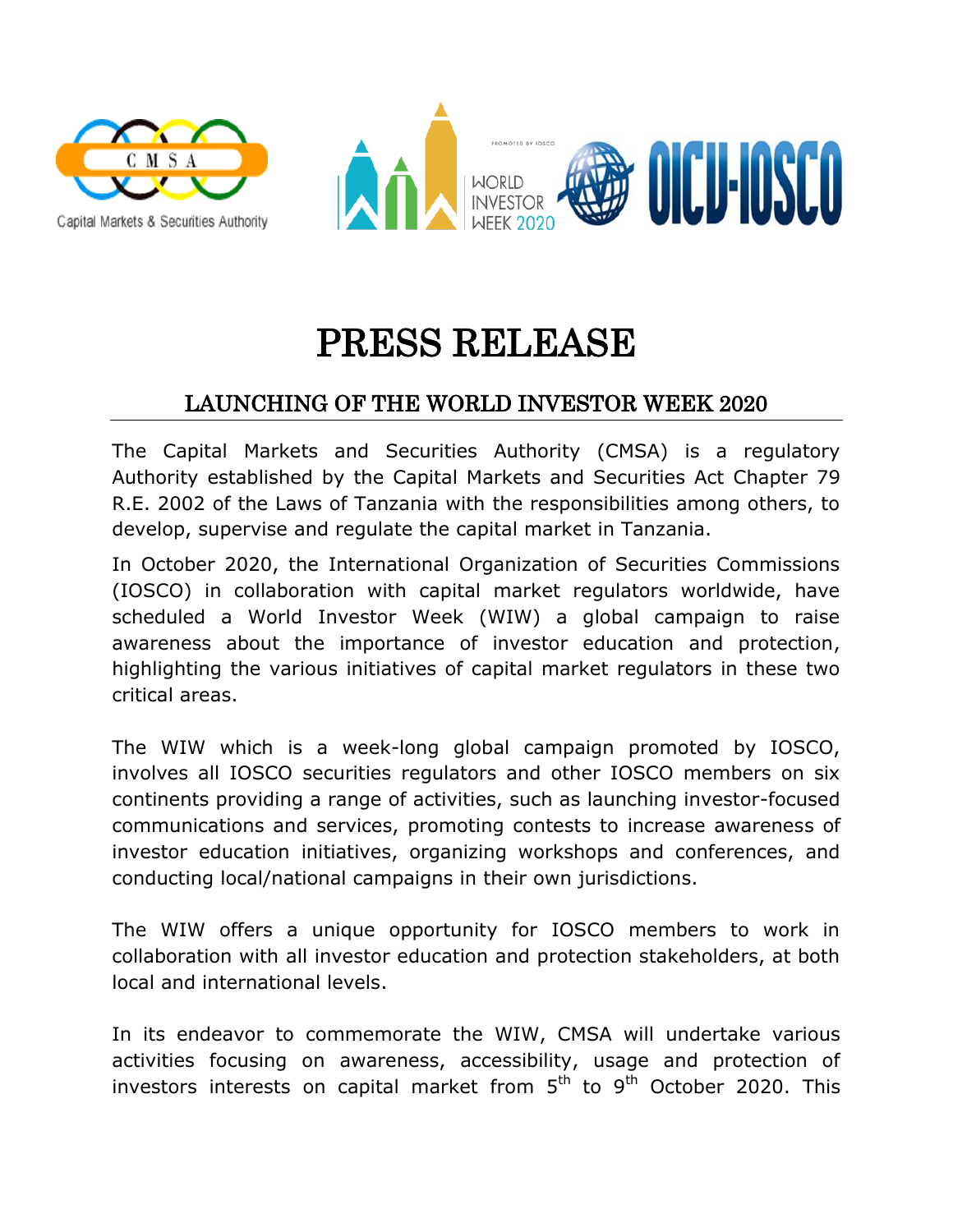# PRESS RELEASE

## LAUNCHING OF THE WORLD INVESTOR WEEK 2020

The Capital Markets and Securities Authority (CMSA) is a regulatory Authority established by the Capital Markets and Securities Act Chapter 79 R.E. 2002 of the Laws of Tanzania with the responsibilities among others, to develop, supervise and regulate the capital market in Tanzania.

In October 2020, the International Organization of Securities Commissions (IOSCO) in collaboration with capital market regulators worldwide, have scheduled a World Investor Week (WIW) a global campaign to raise awareness about the importance of investor education and protection, highlighting the various initiatives of capital market regulators in these two critical areas.

The WIW which is a week-long global campaign promoted by IOSCO, involves all IOSCO securities regulators and other IOSCO members on six continents providing a range of activities, such as launching investor-focused communications and services, promoting contests to increase awareness of investor education initiatives, organizing workshops and conferences, and conducting local/national campaigns in their own jurisdictions.

The WIW offers a unique opportunity for IOSCO members to work in collaboration with all investor education and protection stakeholders, at both local and international levels.

In its endeavor to commemorate the WIW, CMSA will undertake various activities focusing on awareness, accessibility, usage and protection of investors interests on capital market from 5th to 9th October 2020. This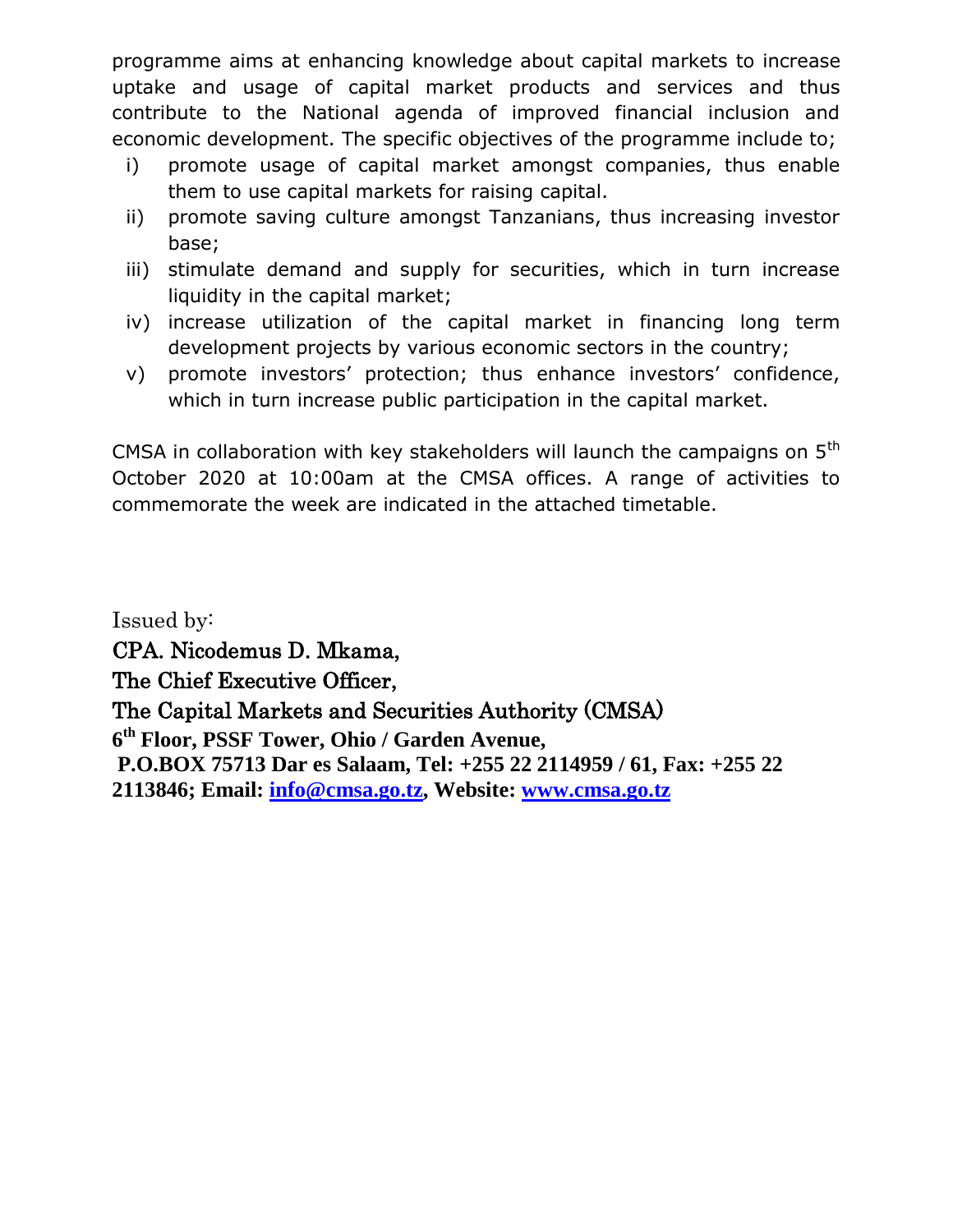programme aims at enhancing knowledge about capital markets to increase uptake and usage of capital market products and services and thus contribute to the National agenda of improved financial inclusion and economic development. The specific objectives of the programme include to;

i) promote usage of capital market amongst companies, thus enable them to use capital markets for raising capital.
ii) promote saving culture amongst Tanzanians, thus increasing investor base;
iii) stimulate demand and supply for securities, which in turn increase liquidity in the capital market;
iv) increase utilization of the capital market in financing long term development projects by various economic sectors in the country;
v) promote investors' protection; thus enhance investors' confidence, which in turn increase public participation in the capital market.

CMSA in collaboration with key stakeholders will launch the campaigns on 5th October 2020 at 10:00am at the CMSA offices. A range of activities to commemorate the week are indicated in the attached timetable.

Issued by:

CPA. Nicodemus D. Mkama,
The Chief Executive Officer,
The Capital Markets and Securities Authority (CMSA)
**6th Floor, PSSF Tower, Ohio / Garden Avenue,**
**P.O.BOX 75713 Dar es Salaam, Tel: +255 22 2114959 / 61, Fax: +255 22 2113846; Email: info@cmsa.go.tz, Website: www.cmsa.go.tz**